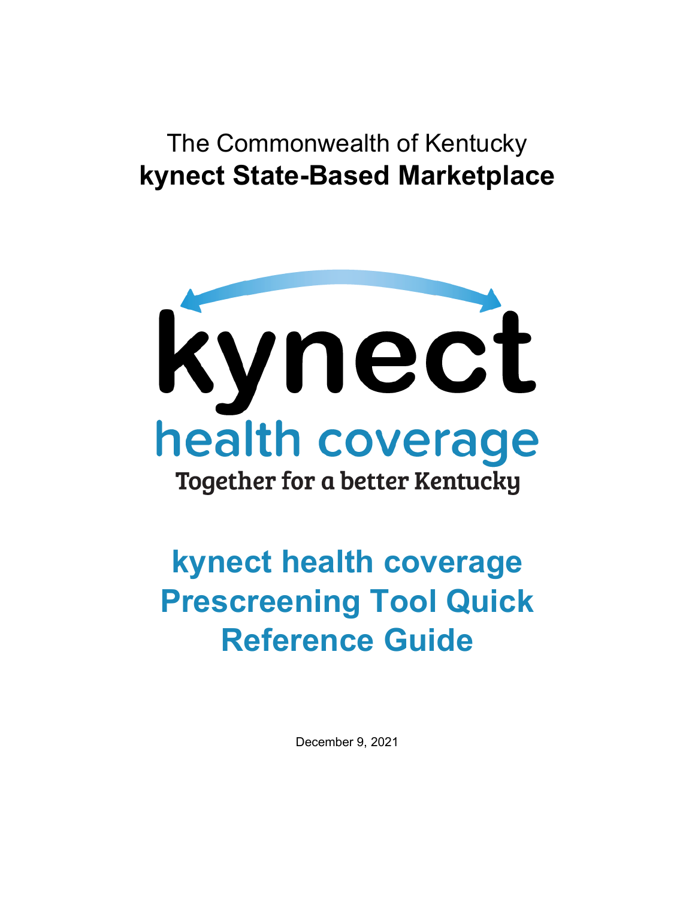The Commonwealth of Kentucky

**kynect State-Based Marketplace**

kynect

health coverage

Together for a better Kentucky

# kynect health coverage Prescreening Tool Quick Reference Guide

December 9, 2021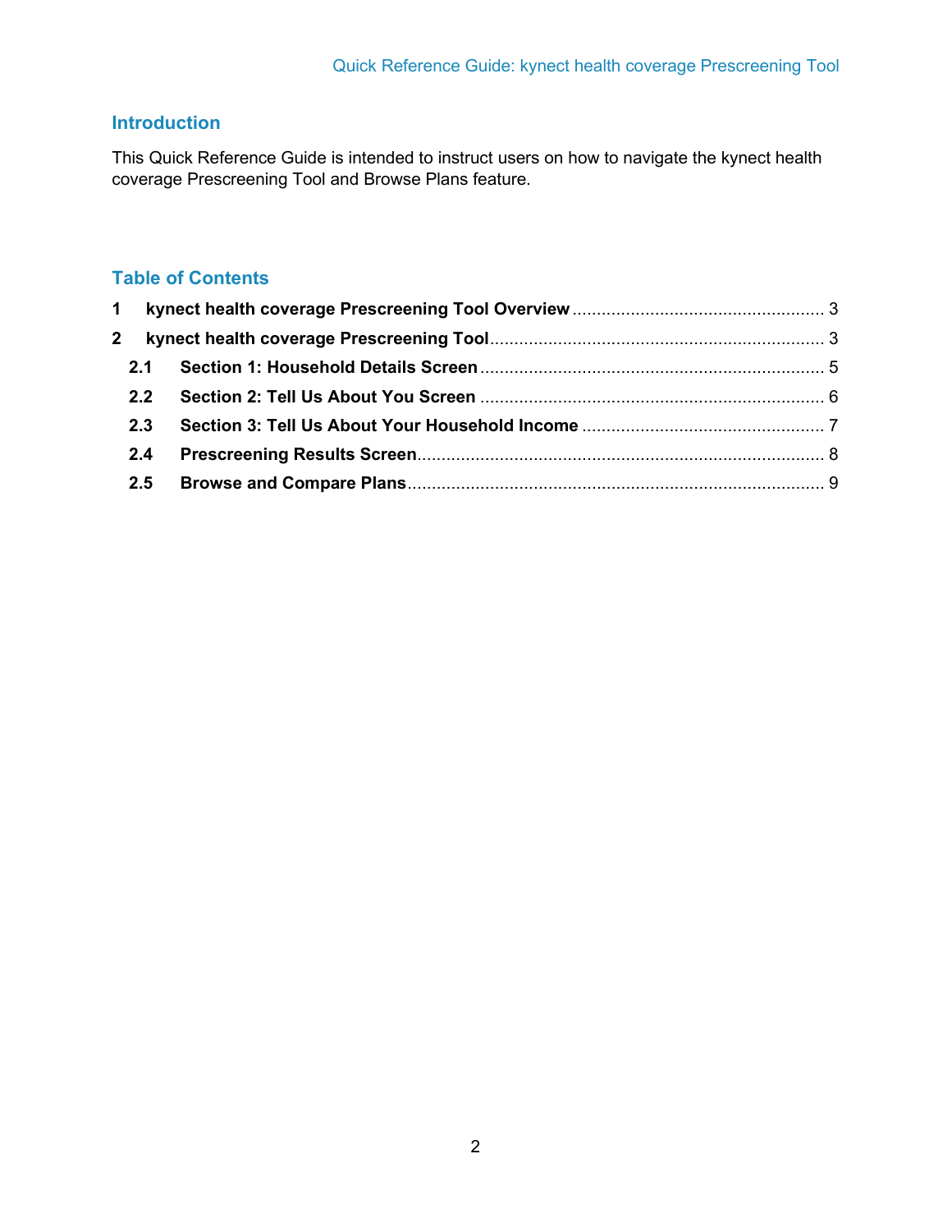## Introduction

This Quick Reference Guide is intended to instruct users on how to navigate the kynect health coverage Prescreening Tool and Browse Plans feature.

## Table of Contents

**1 kynect health coverage Prescreening Tool Overview** .................................................... 3

**2 kynect health coverage Prescreening Tool** .................................................................... 3

- **2.1 Section 1: Household Details Screen** ...................................................................... 5
- **2.2 Section 2: Tell Us About You Screen** ...................................................................... 6
- **2.3 Section 3: Tell Us About Your Household Income** ................................................. 7
- **2.4 Prescreening Results Screen** ................................................................................... 8
- **2.5 Browse and Compare Plans** ..................................................................................... 9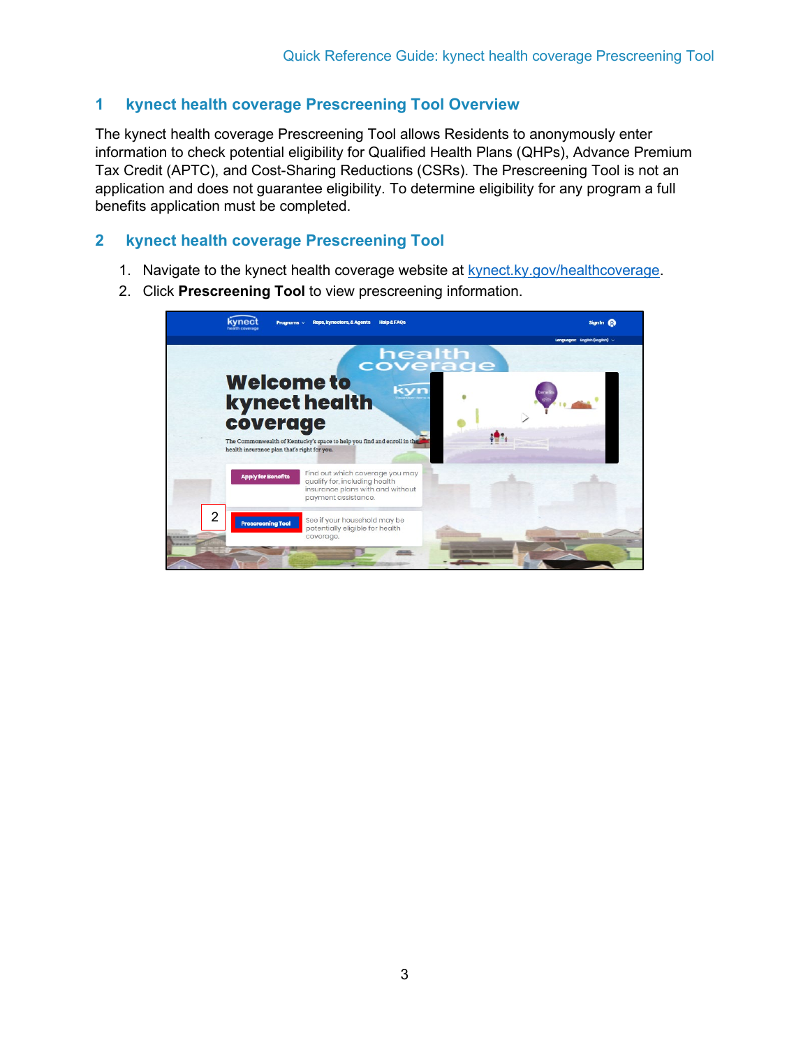## 1 kynect health coverage Prescreening Tool Overview

The kynect health coverage Prescreening Tool allows Residents to anonymously enter information to check potential eligibility for Qualified Health Plans (QHPs), Advance Premium Tax Credit (APTC), and Cost-Sharing Reductions (CSRs). The Prescreening Tool is not an application and does not guarantee eligibility. To determine eligibility for any program a full benefits application must be completed.

## 2 kynect health coverage Prescreening Tool

1. Navigate to the kynect health coverage website at kynect.ky.gov/healthcoverage.
2. Click **Prescreening Tool** to view prescreening information.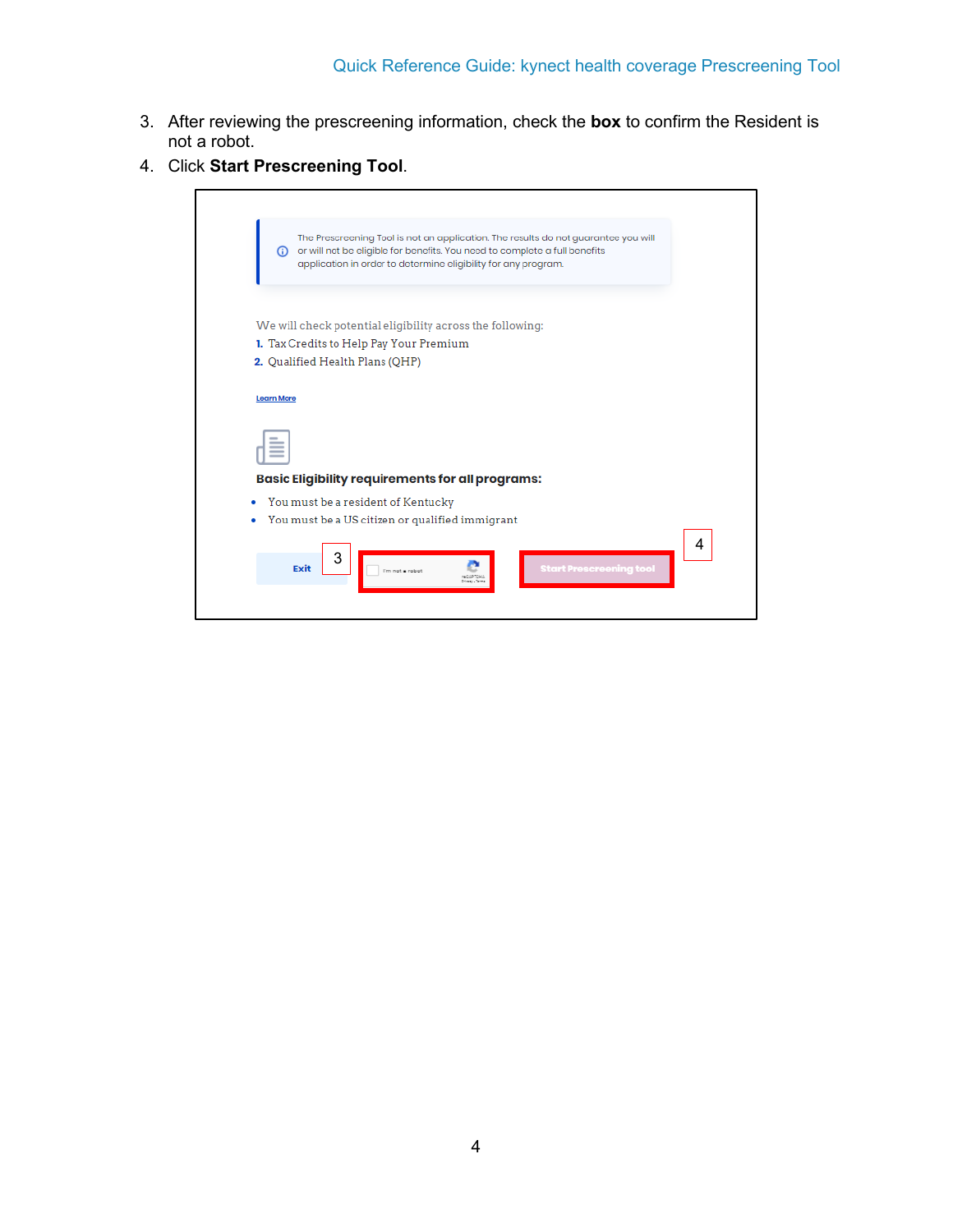3. After reviewing the prescreening information, check the **box** to confirm the Resident is not a robot.
4. Click **Start Prescreening Tool**.

The Prescreening Tool is not an application. The results do not guarantee you will or will not be eligible for benefits. You need to complete a full benefits application in order to determine eligibility for any program.

We will check potential eligibility across the following:

1. Tax Credits to Help Pay Your Premium
2. Qualified Health Plans (QHP)

Learn More

**Basic Eligibility requirements for all programs:**

- You must be a resident of Kentucky
- You must be a US citizen or qualified immigrant

Exit | 3 | I'm not a robot | Start Prescreening tool | 4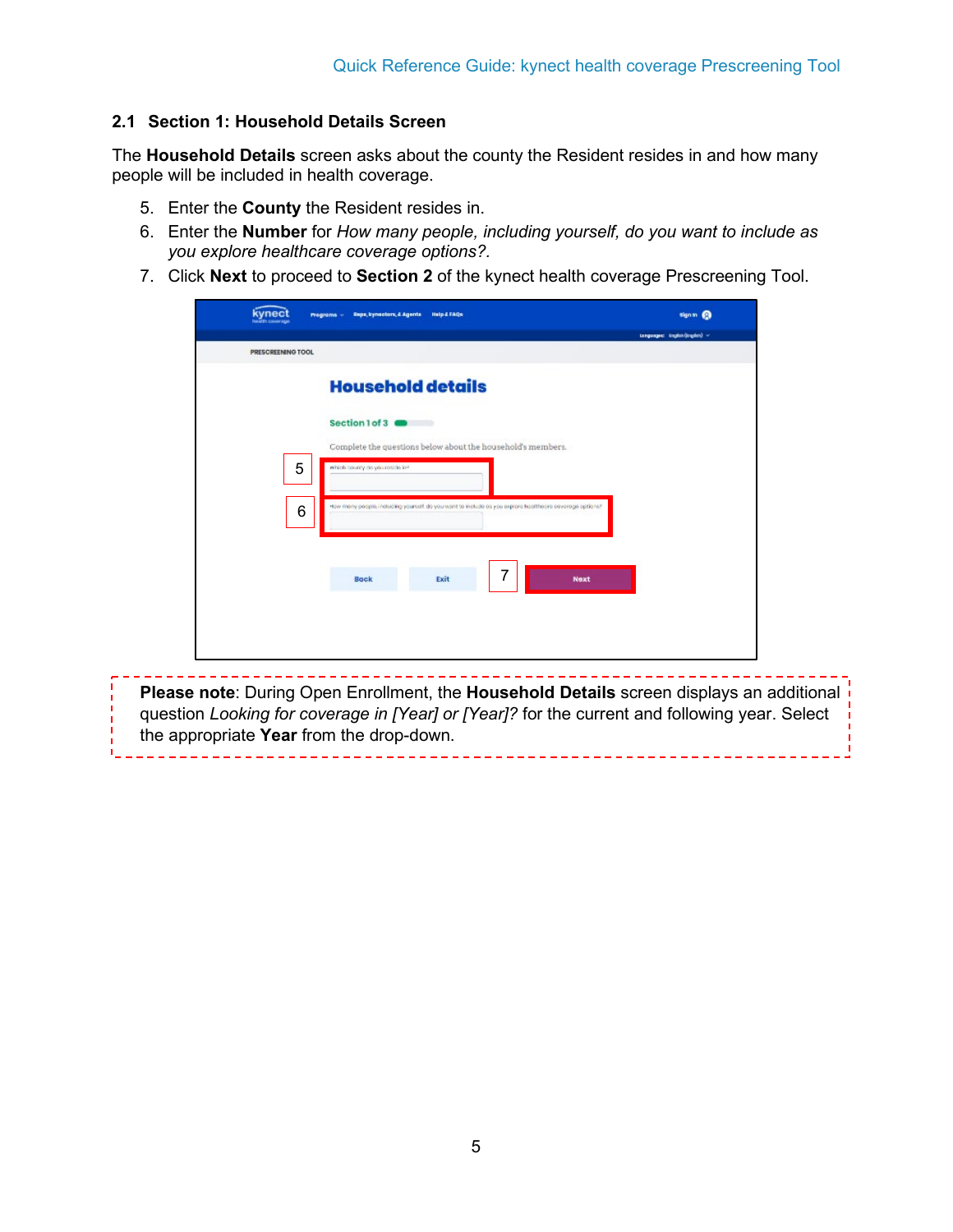## 2.1 Section 1: Household Details Screen

The **Household Details** screen asks about the county the Resident resides in and how many people will be included in health coverage.

5. Enter the **County** the Resident resides in.
6. Enter the **Number** for *How many people, including yourself, do you want to include as you explore healthcare coverage options?*.
7. Click **Next** to proceed to **Section 2** of the kynect health coverage Prescreening Tool.

**Please note**: During Open Enrollment, the **Household Details** screen displays an additional question *Looking for coverage in [Year] or [Year]?* for the current and following year. Select the appropriate **Year** from the drop-down.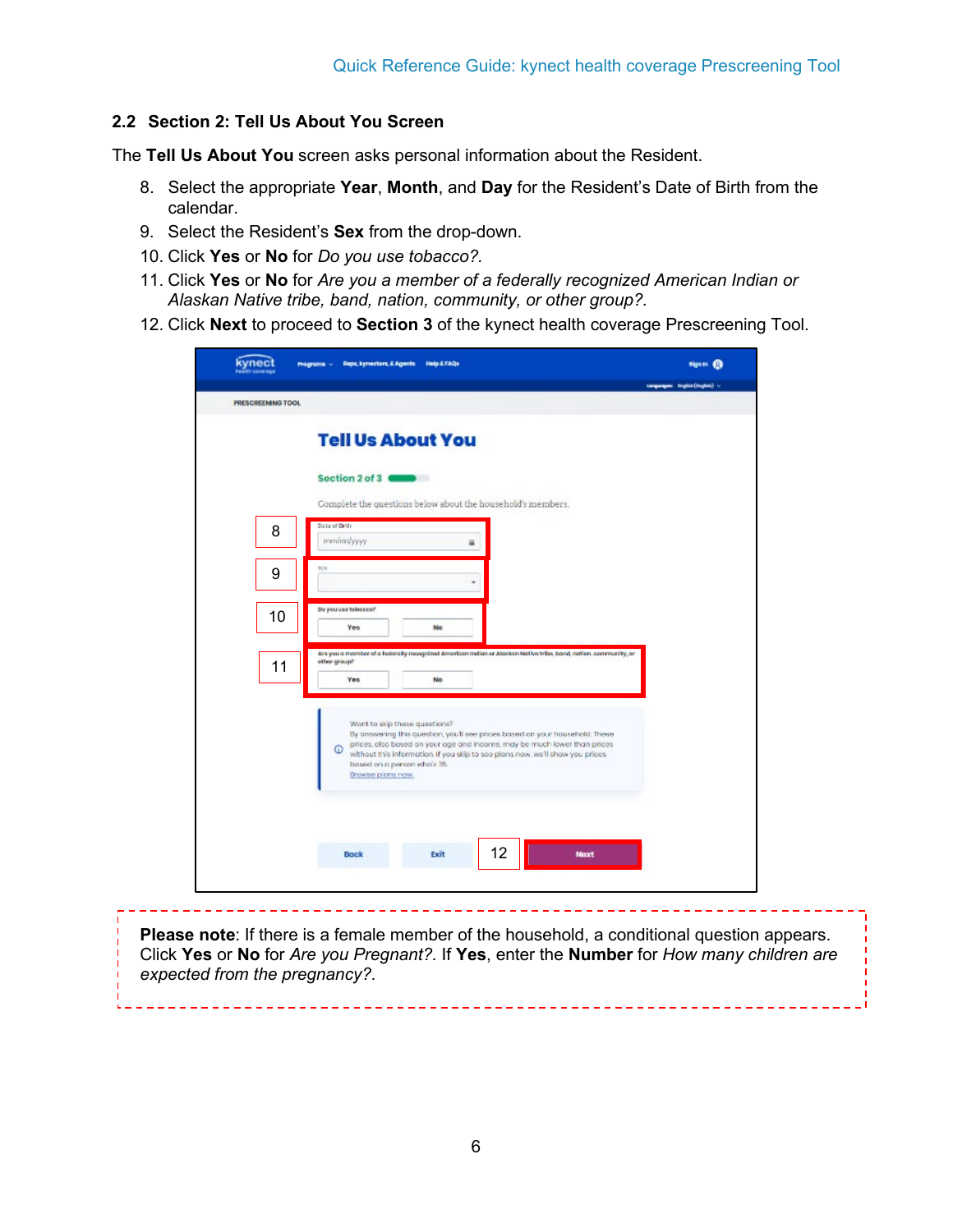## 2.2 Section 2: Tell Us About You Screen

The **Tell Us About You** screen asks personal information about the Resident.

8. Select the appropriate **Year**, **Month**, and **Day** for the Resident's Date of Birth from the calendar.
9. Select the Resident's **Sex** from the drop-down.
10. Click **Yes** or **No** for *Do you use tobacco?*.
11. Click **Yes** or **No** for *Are you a member of a federally recognized American Indian or Alaskan Native tribe, band, nation, community, or other group?*.
12. Click **Next** to proceed to **Section 3** of the kynect health coverage Prescreening Tool.

**Please note**: If there is a female member of the household, a conditional question appears. Click **Yes** or **No** for *Are you Pregnant?*. If **Yes**, enter the **Number** for *How many children are expected from the pregnancy?*.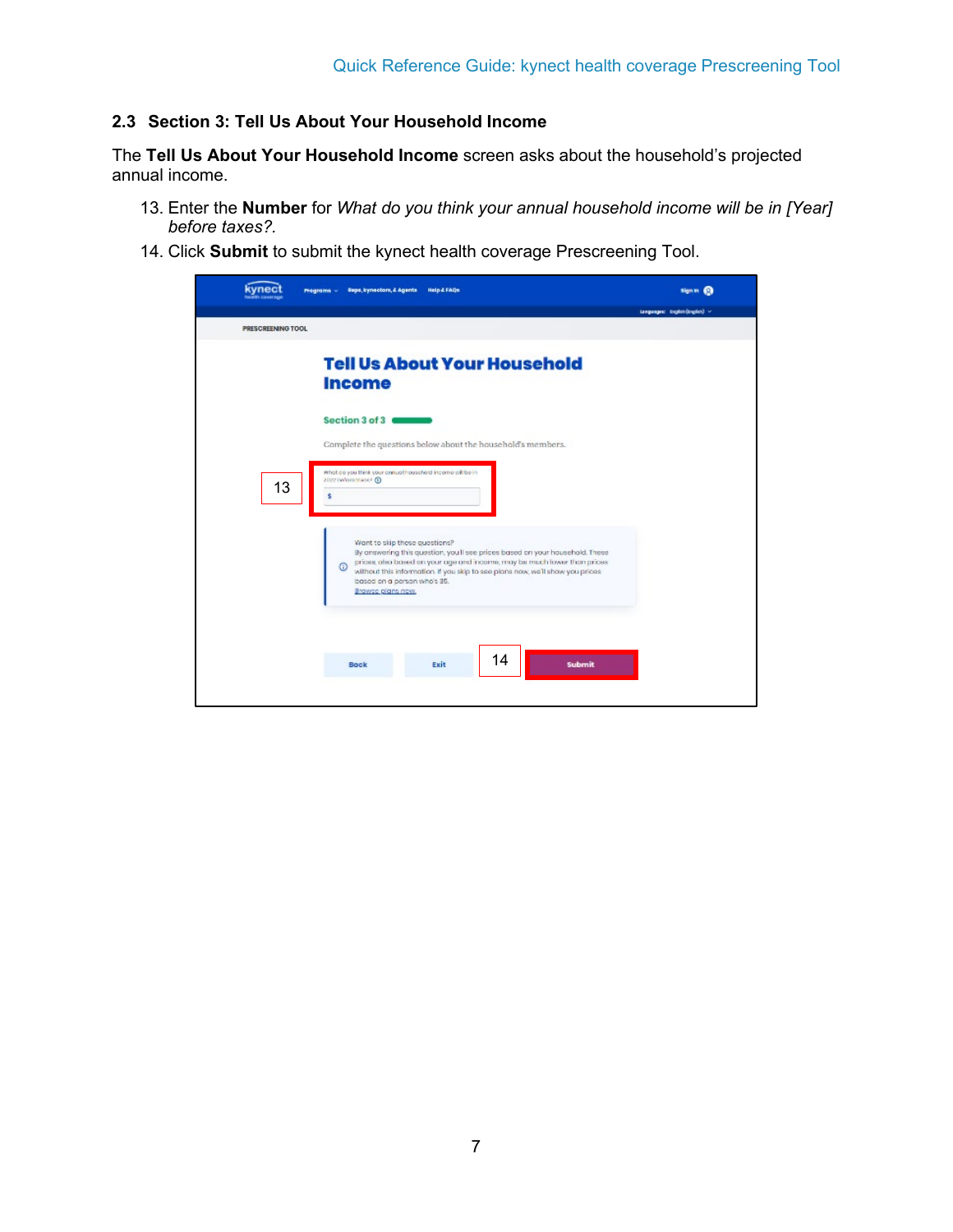## 2.3 Section 3: Tell Us About Your Household Income

The **Tell Us About Your Household Income** screen asks about the household's projected annual income.

13. Enter the **Number** for *What do you think your annual household income will be in [Year] before taxes?*.
14. Click **Submit** to submit the kynect health coverage Prescreening Tool.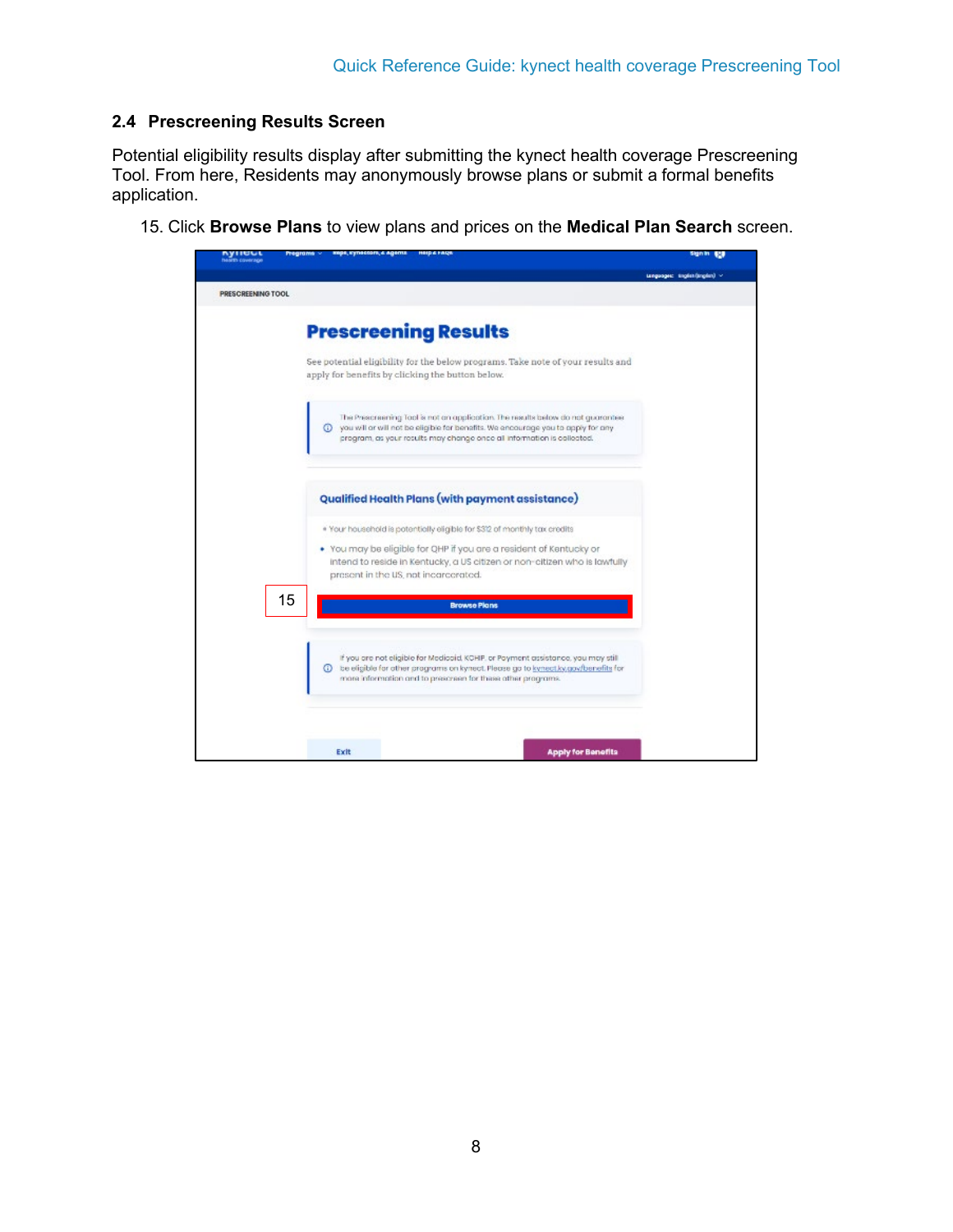## 2.4 Prescreening Results Screen

Potential eligibility results display after submitting the kynect health coverage Prescreening Tool. From here, Residents may anonymously browse plans or submit a formal benefits application.

15. Click **Browse Plans** to view plans and prices on the **Medical Plan Search** screen.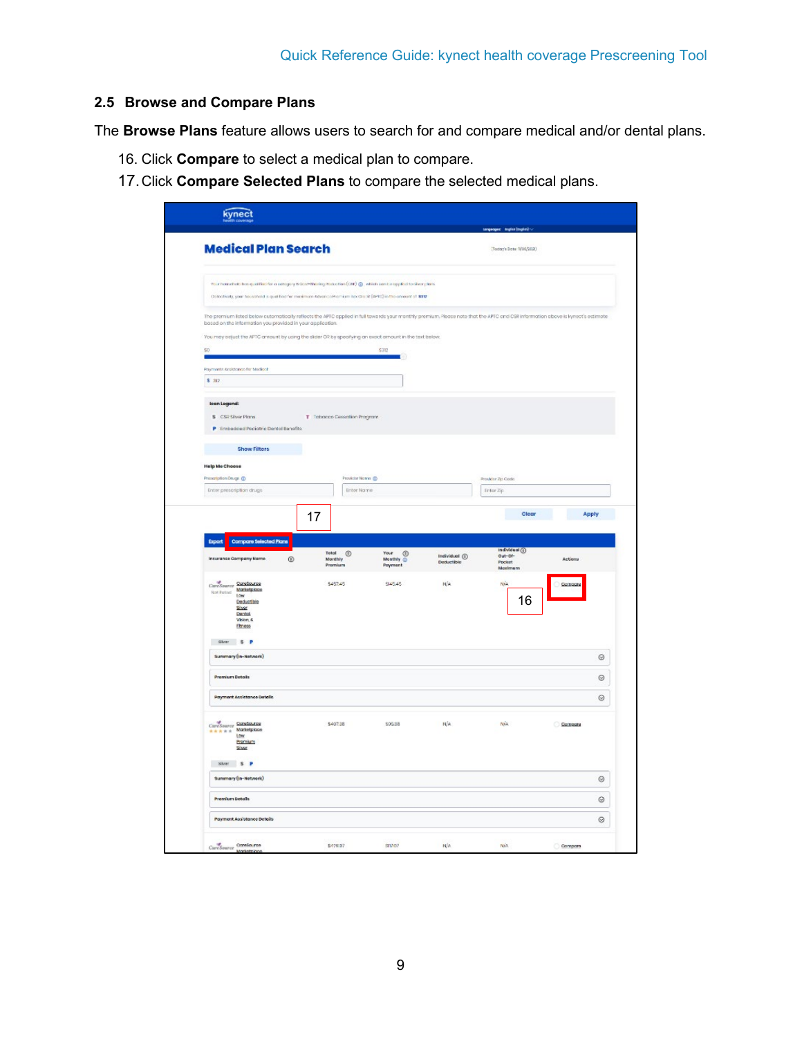## 2.5 Browse and Compare Plans

The **Browse Plans** feature allows users to search for and compare medical and/or dental plans.

16. Click **Compare** to select a medical plan to compare.
17. Click **Compare Selected Plans** to compare the selected medical plans.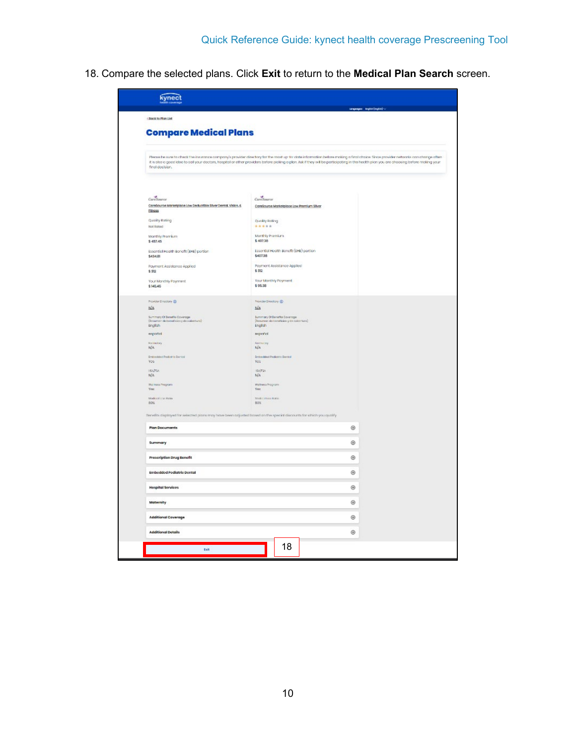18. Compare the selected plans. Click **Exit** to return to the **Medical Plan Search** screen.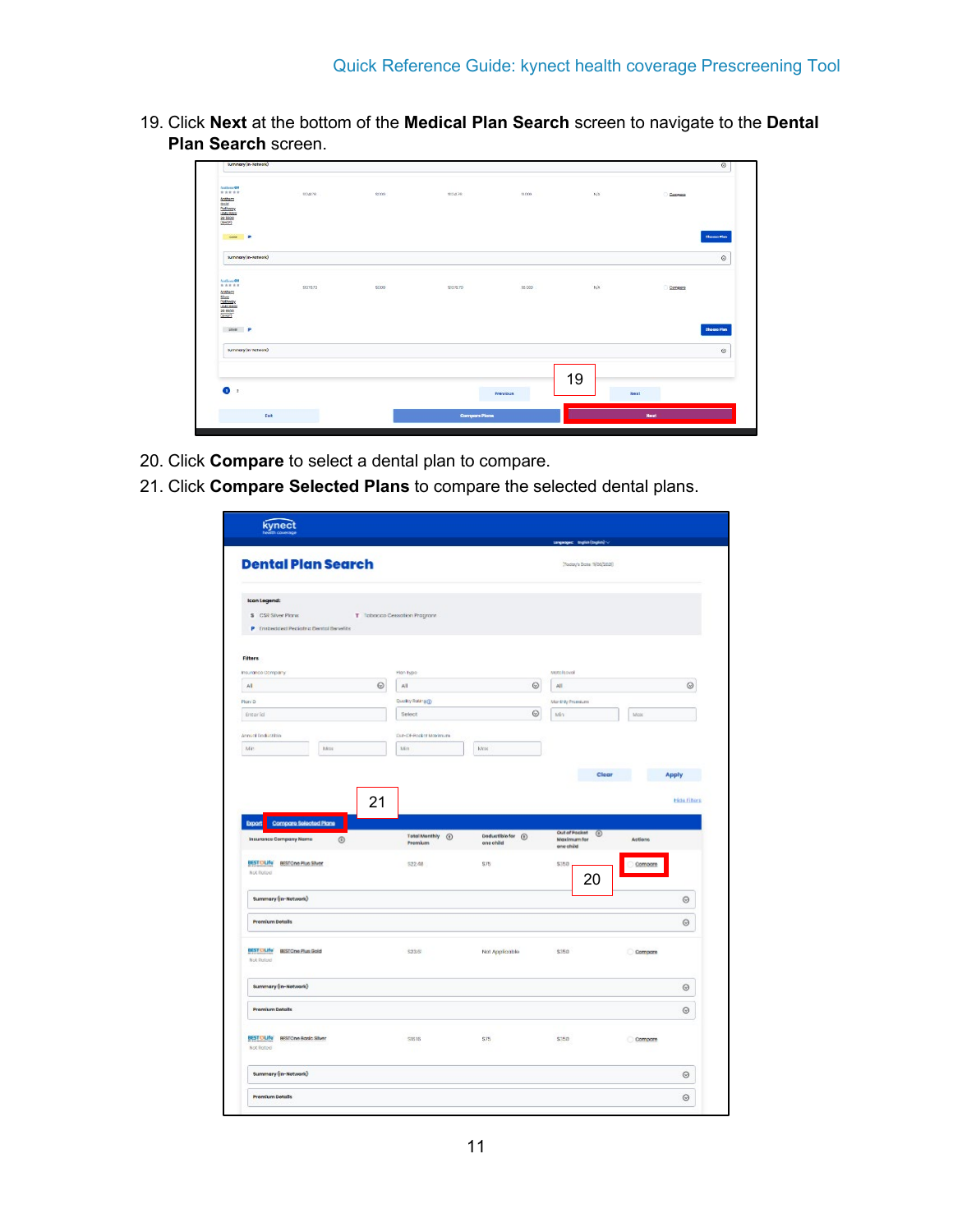19. Click **Next** at the bottom of the **Medical Plan Search** screen to navigate to the **Dental Plan Search** screen.

20. Click **Compare** to select a dental plan to compare.
21. Click **Compare Selected Plans** to compare the selected dental plans.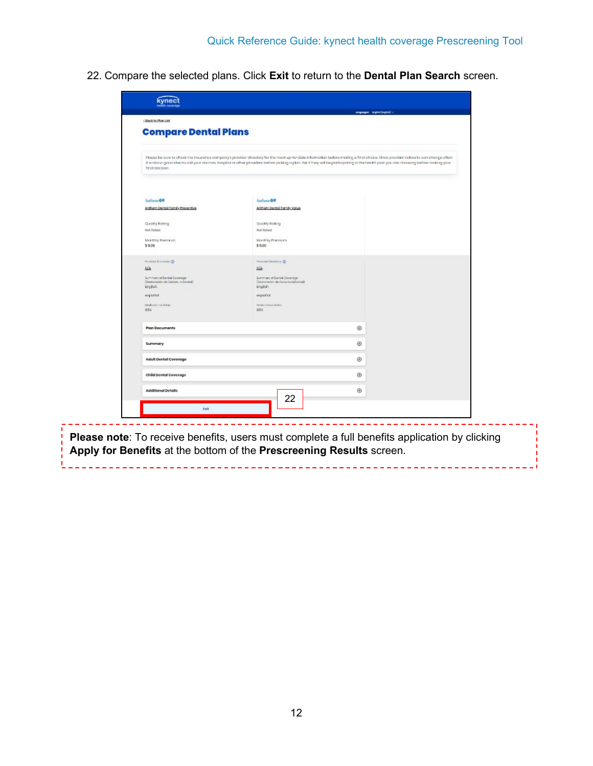22. Compare the selected plans. Click **Exit** to return to the **Dental Plan Search** screen.

**Please note**: To receive benefits, users must complete a full benefits application by clicking **Apply for Benefits** at the bottom of the **Prescreening Results** screen.